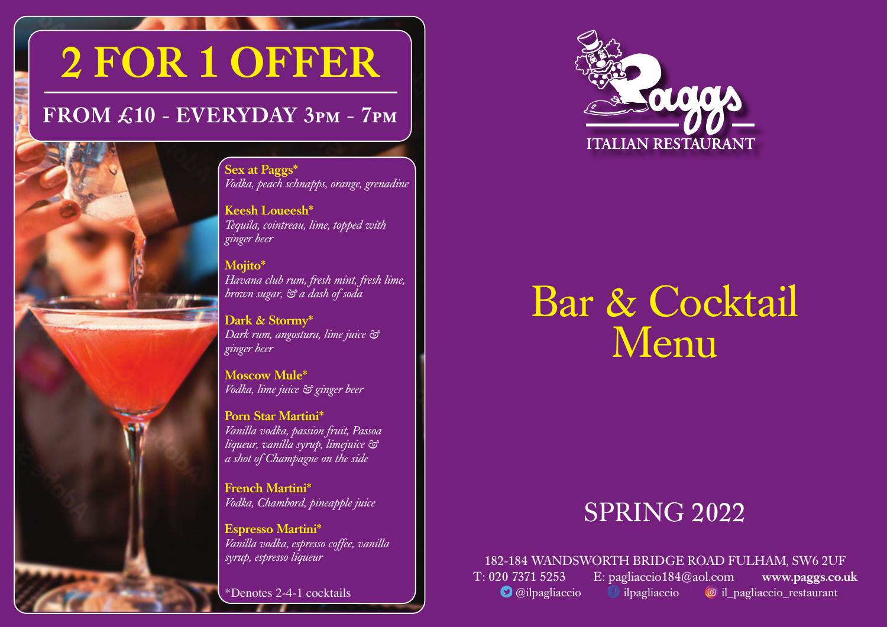# 2 FOR 1 OFFER

## FROM £10 - EVERYDAY 3PM - 7PM

**Sex at Paggs***
*Vodka, peach schnapps, orange, grenadine*

**Keesh Loueesh***
*Tequila, cointreau, lime, topped with ginger beer*

**Mojito***
*Havana club rum, fresh mint, fresh lime, brown sugar, & a dash of soda*

**Dark & Stormy***
*Dark rum, angostura, lime juice & ginger beer*

**Moscow Mule***
*Vodka, lime juice & ginger beer*

**Porn Star Martini***
*Vanilla vodka, passion fruit, Passoa liqueur, vanilla syrup, limejuice & a shot of Champagne on the side*

**French Martini***
*Vodka, Chambord, pineapple juice*

**Espresso Martini***
*Vanilla vodka, espresso coffee, vanilla syrup, espresso liqueur*

*Denotes 2-4-1 cocktails

Paggs

ITALIAN RESTAURANT

# Bar & Cocktail Menu

## SPRING 2022

182-184 WANDSWORTH BRIDGE ROAD FULHAM, SW6 2UF

T: 020 7371 5253 E: pagliaccio184@aol.com **www.paggs.co.uk**

@ilpagliaccio ilpagliaccio il_pagliaccio_restaurant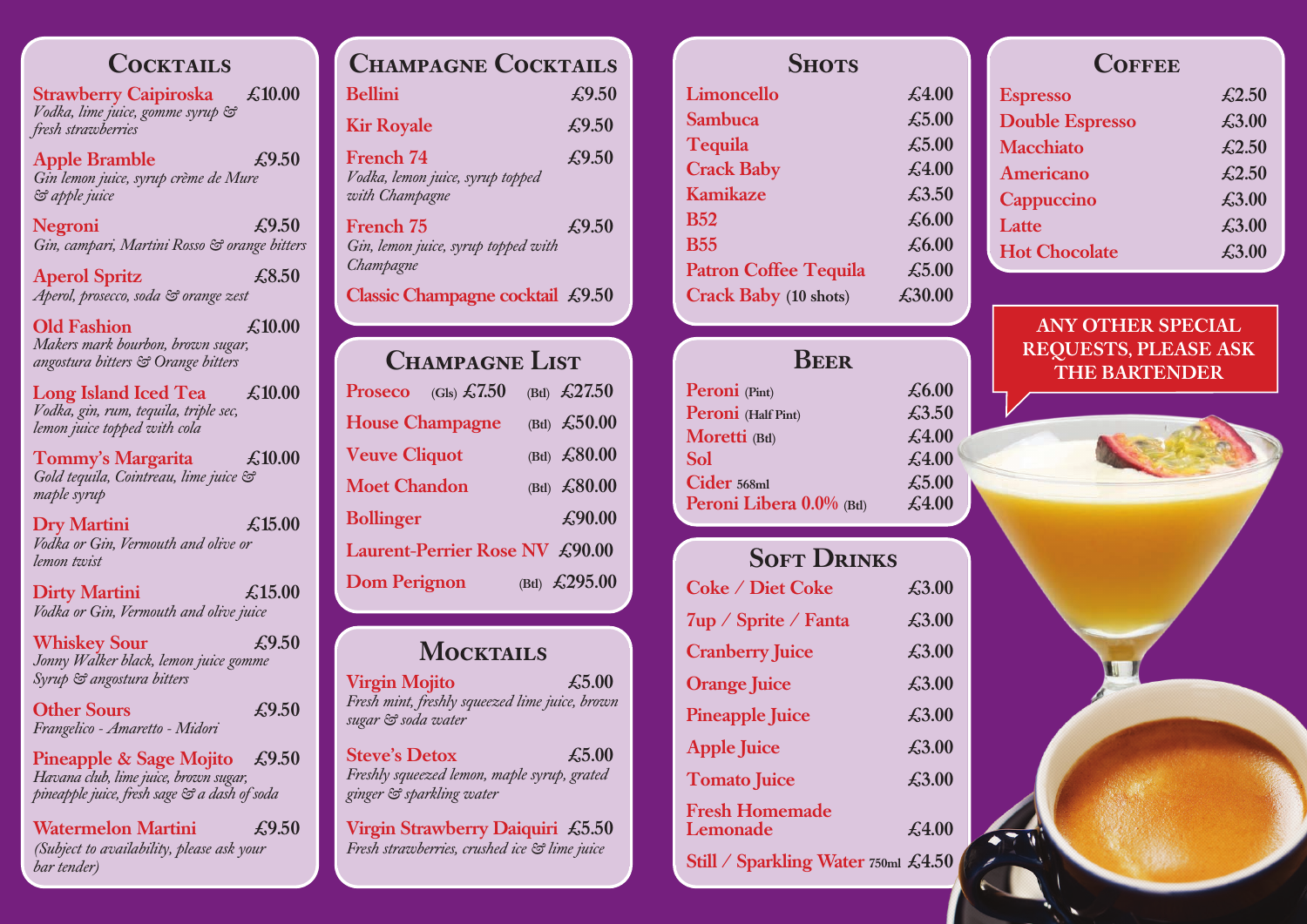## Cocktails

**Strawberry Caipiroska** £10.00
*Vodka, lime juice, gomme syrup & fresh strawberries*

**Apple Bramble** £9.50
*Gin lemon juice, syrup crème de Mure & apple juice*

**Negroni** £9.50
*Gin, campari, Martini Rosso & orange bitters*

**Aperol Spritz** £8.50
*Aperol, prosecco, soda & orange zest*

**Old Fashion** £10.00
*Makers mark bourbon, brown sugar, angostura bitters & Orange bitters*

**Long Island Iced Tea** £10.00
*Vodka, gin, rum, tequila, triple sec, lemon juice topped with cola*

**Tommy's Margarita** £10.00
*Gold tequila, Cointreau, lime juice & maple syrup*

**Dry Martini** £15.00
*Vodka or Gin, Vermouth and olive or lemon twist*

**Dirty Martini** £15.00
*Vodka or Gin, Vermouth and olive juice*

**Whiskey Sour** £9.50
*Jonny Walker black, lemon juice gomme Syrup & angostura bitters*

**Other Sours** £9.50
*Frangelico - Amaretto - Midori*

**Pineapple & Sage Mojito** £9.50
*Havana club, lime juice, brown sugar, pineapple juice, fresh sage & a dash of soda*

**Watermelon Martini** £9.50
*(Subject to availability, please ask your bar tender)*

## Champagne Cocktails

**Bellini** £9.50

**Kir Royale** £9.50

**French 74** £9.50
*Vodka, lemon juice, syrup topped with Champagne*

**French 75** £9.50
*Gin, lemon juice, syrup topped with Champagne*

**Classic Champagne cocktail** £9.50

## Champagne List

| | | |
|---|---|---|
| Proseco | (Gls) £7.50 | (Btl) £27.50 |
| House Champagne | | (Btl) £50.00 |
| Veuve Cliquot | | (Btl) £80.00 |
| Moet Chandon | | (Btl) £80.00 |
| Bollinger | | £90.00 |
| Laurent-Perrier Rose NV | | £90.00 |
| Dom Perignon | | (Btl) £295.00 |

## Mocktails

**Virgin Mojito** £5.00
*Fresh mint, freshly squeezed lime juice, brown sugar & soda water*

**Steve's Detox** £5.00
*Freshly squeezed lemon, maple syrup, grated ginger & sparkling water*

**Virgin Strawberry Daiquiri** £5.50
*Fresh strawberries, crushed ice & lime juice*

## Shots

| | |
|---|---|
| Limoncello | £4.00 |
| Sambuca | £5.00 |
| Tequila | £5.00 |
| Crack Baby | £4.00 |
| Kamikaze | £3.50 |
| B52 | £6.00 |
| B55 | £6.00 |
| Patron Coffee Tequila | £5.00 |
| Crack Baby (10 shots) | £30.00 |

## Beer

| | |
|---|---|
| Peroni (Pint) | £6.00 |
| Peroni (Half Pint) | £3.50 |
| Moretti (Btl) | £4.00 |
| Sol | £4.00 |
| Cider 568ml | £5.00 |
| Peroni Libera 0.0% (Btl) | £4.00 |

## Soft Drinks

| | |
|---|---|
| Coke / Diet Coke | £3.00 |
| 7up / Sprite / Fanta | £3.00 |
| Cranberry Juice | £3.00 |
| Orange Juice | £3.00 |
| Pineapple Juice | £3.00 |
| Apple Juice | £3.00 |
| Tomato Juice | £3.00 |
| Fresh Homemade Lemonade | £4.00 |
| Still / Sparkling Water 750ml | £4.50 |

## Coffee

| | |
|---|---|
| Espresso | £2.50 |
| Double Espresso | £3.00 |
| Macchiato | £2.50 |
| Americano | £2.50 |
| Cappuccino | £3.00 |
| Latte | £3.00 |
| Hot Chocolate | £3.00 |

**ANY OTHER SPECIAL REQUESTS, PLEASE ASK THE BARTENDER**